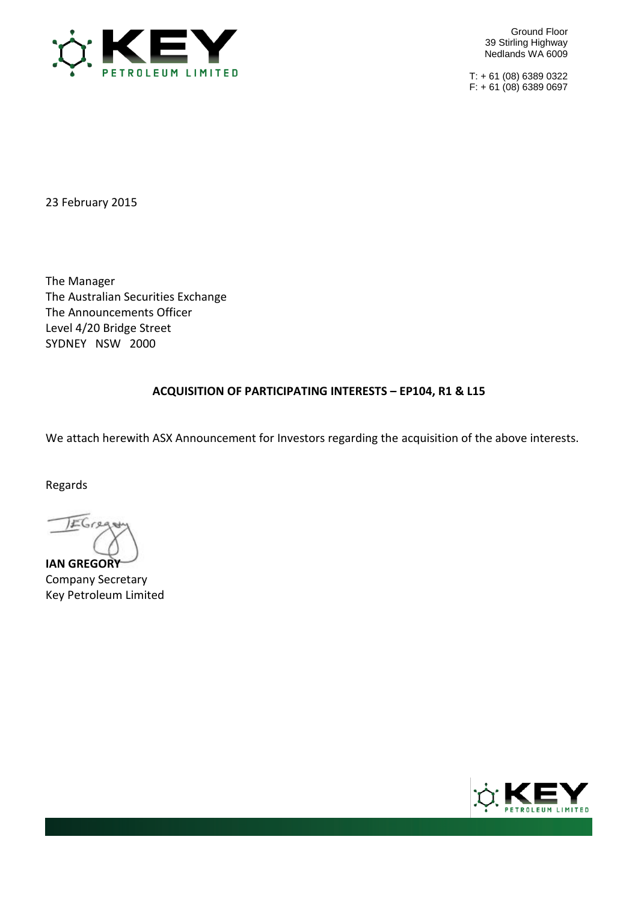**KEY PETROLEUM LIMITED**

Ground Floor
39 Stirling Highway
Nedlands WA 6009

T: + 61 (08) 6389 0322
F: + 61 (08) 6389 0697

23 February 2015

The Manager
The Australian Securities Exchange
The Announcements Officer
Level 4/20 Bridge Street
SYDNEY NSW 2000

**ACQUISITION OF PARTICIPATING INTERESTS – EP104, R1 & L15**

We attach herewith ASX Announcement for Investors regarding the acquisition of the above interests.

Regards

**IAN GREGORY**
Company Secretary
Key Petroleum Limited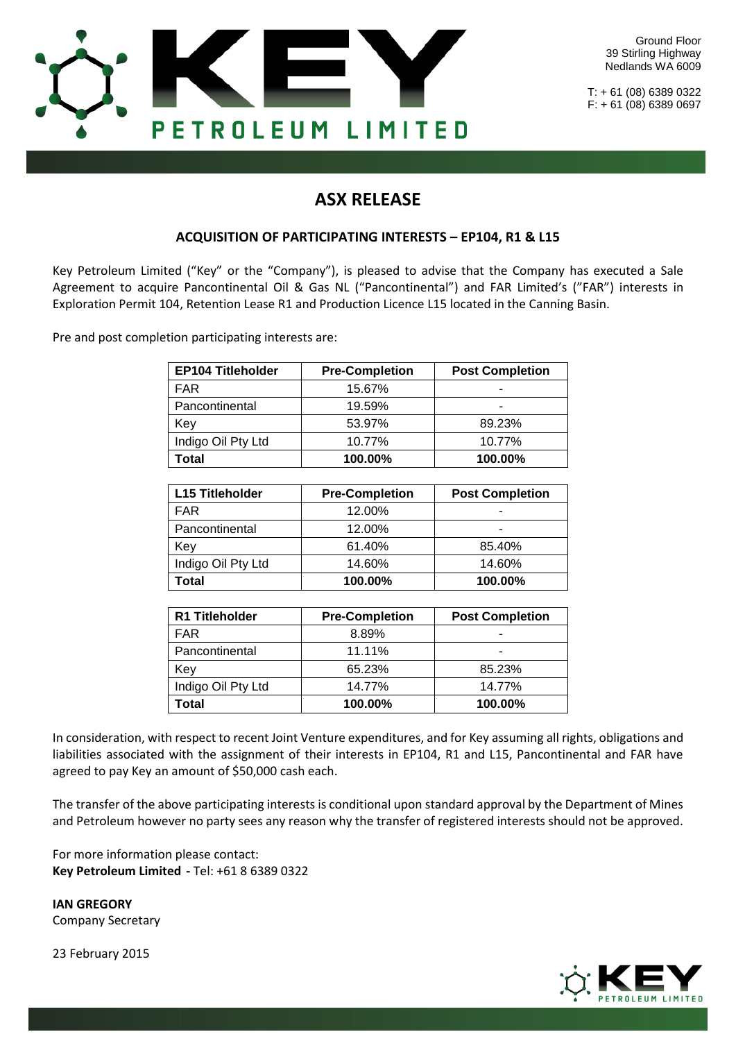Ground Floor
39 Stirling Highway
Nedlands WA 6009

T: + 61 (08) 6389 0322
F: + 61 (08) 6389 0697

# ASX RELEASE

## ACQUISITION OF PARTICIPATING INTERESTS – EP104, R1 & L15

Key Petroleum Limited ("Key" or the "Company"), is pleased to advise that the Company has executed a Sale Agreement to acquire Pancontinental Oil & Gas NL ("Pancontinental") and FAR Limited's ("FAR") interests in Exploration Permit 104, Retention Lease R1 and Production Licence L15 located in the Canning Basin.

Pre and post completion participating interests are:

| EP104 Titleholder | Pre-Completion | Post Completion |
|---|---|---|
| FAR | 15.67% | - |
| Pancontinental | 19.59% | - |
| Key | 53.97% | 89.23% |
| Indigo Oil Pty Ltd | 10.77% | 10.77% |
| **Total** | **100.00%** | **100.00%** |

| L15 Titleholder | Pre-Completion | Post Completion |
|---|---|---|
| FAR | 12.00% | - |
| Pancontinental | 12.00% | - |
| Key | 61.40% | 85.40% |
| Indigo Oil Pty Ltd | 14.60% | 14.60% |
| **Total** | **100.00%** | **100.00%** |

| R1 Titleholder | Pre-Completion | Post Completion |
|---|---|---|
| FAR | 8.89% | - |
| Pancontinental | 11.11% | - |
| Key | 65.23% | 85.23% |
| Indigo Oil Pty Ltd | 14.77% | 14.77% |
| **Total** | **100.00%** | **100.00%** |

In consideration, with respect to recent Joint Venture expenditures, and for Key assuming all rights, obligations and liabilities associated with the assignment of their interests in EP104, R1 and L15, Pancontinental and FAR have agreed to pay Key an amount of $50,000 cash each.

The transfer of the above participating interests is conditional upon standard approval by the Department of Mines and Petroleum however no party sees any reason why the transfer of registered interests should not be approved.

For more information please contact:
**Key Petroleum Limited -** Tel: +61 8 6389 0322

**IAN GREGORY**
Company Secretary

23 February 2015